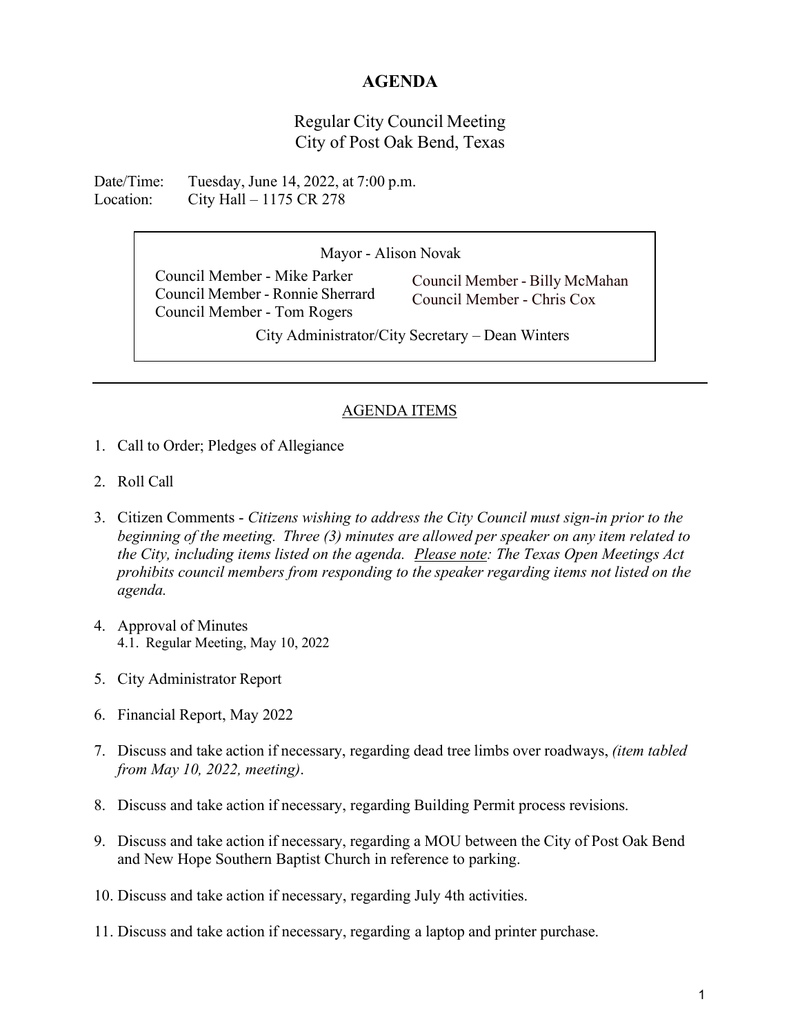# AGENDA

Regular City Council Meeting
City of Post Oak Bend, Texas

Date/Time: Tuesday, June 14, 2022, at 7:00 p.m.
Location: City Hall – 1175 CR 278

Mayor - Alison Novak

Council Member - Mike Parker
Council Member - Ronnie Sherrard
Council Member - Tom Rogers
Council Member - Billy McMahan
Council Member - Chris Cox

City Administrator/City Secretary – Dean Winters

---

## AGENDA ITEMS

1. Call to Order; Pledges of Allegiance
2. Roll Call
3. Citizen Comments - *Citizens wishing to address the City Council must sign-in prior to the beginning of the meeting. Three (3) minutes are allowed per speaker on any item related to the City, including items listed on the agenda. Please note: The Texas Open Meetings Act prohibits council members from responding to the speaker regarding items not listed on the agenda.*
4. Approval of Minutes
   4.1. Regular Meeting, May 10, 2022
5. City Administrator Report
6. Financial Report, May 2022
7. Discuss and take action if necessary, regarding dead tree limbs over roadways, *(item tabled from May 10, 2022, meeting)*.
8. Discuss and take action if necessary, regarding Building Permit process revisions.
9. Discuss and take action if necessary, regarding a MOU between the City of Post Oak Bend and New Hope Southern Baptist Church in reference to parking.
10. Discuss and take action if necessary, regarding July 4th activities.
11. Discuss and take action if necessary, regarding a laptop and printer purchase.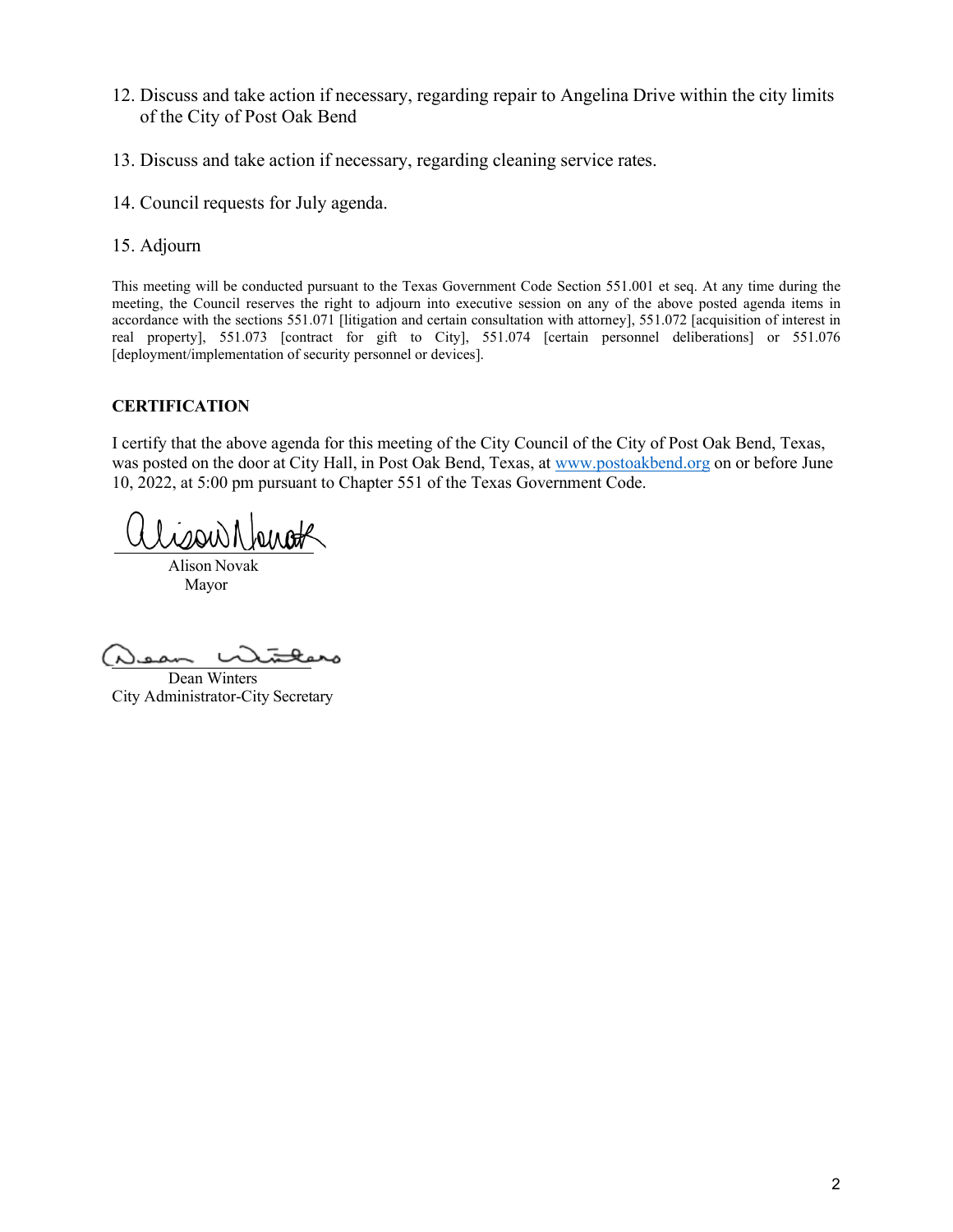12. Discuss and take action if necessary, regarding repair to Angelina Drive within the city limits of the City of Post Oak Bend

13. Discuss and take action if necessary, regarding cleaning service rates.

14. Council requests for July agenda.

15. Adjourn

This meeting will be conducted pursuant to the Texas Government Code Section 551.001 et seq. At any time during the meeting, the Council reserves the right to adjourn into executive session on any of the above posted agenda items in accordance with the sections 551.071 [litigation and certain consultation with attorney], 551.072 [acquisition of interest in real property], 551.073 [contract for gift to City], 551.074 [certain personnel deliberations] or 551.076 [deployment/implementation of security personnel or devices].

**CERTIFICATION**

I certify that the above agenda for this meeting of the City Council of the City of Post Oak Bend, Texas, was posted on the door at City Hall, in Post Oak Bend, Texas, at www.postoakbend.org on or before June 10, 2022, at 5:00 pm pursuant to Chapter 551 of the Texas Government Code.

Alison Novak
Mayor

Dean Winters
City Administrator-City Secretary